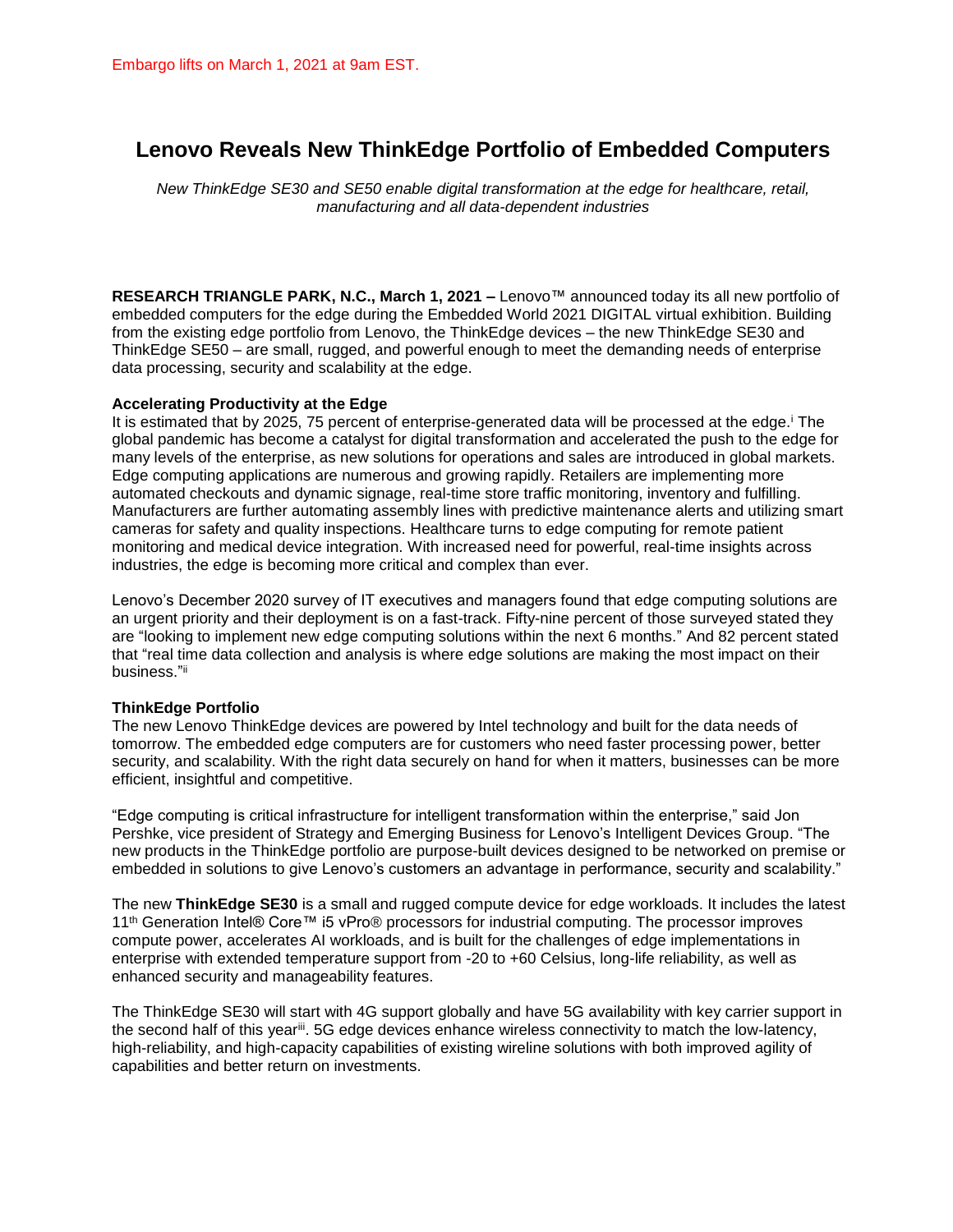Embargo lifts on March 1, 2021 at 9am EST.

# Lenovo Reveals New ThinkEdge Portfolio of Embedded Computers

*New ThinkEdge SE30 and SE50 enable digital transformation at the edge for healthcare, retail, manufacturing and all data-dependent industries*

**RESEARCH TRIANGLE PARK, N.C., March 1, 2021 –** Lenovo™ announced today its all new portfolio of embedded computers for the edge during the Embedded World 2021 DIGITAL virtual exhibition. Building from the existing edge portfolio from Lenovo, the ThinkEdge devices – the new ThinkEdge SE30 and ThinkEdge SE50 – are small, rugged, and powerful enough to meet the demanding needs of enterprise data processing, security and scalability at the edge.

**Accelerating Productivity at the Edge**

It is estimated that by 2025, 75 percent of enterprise-generated data will be processed at the edge.[i] The global pandemic has become a catalyst for digital transformation and accelerated the push to the edge for many levels of the enterprise, as new solutions for operations and sales are introduced in global markets. Edge computing applications are numerous and growing rapidly. Retailers are implementing more automated checkouts and dynamic signage, real-time store traffic monitoring, inventory and fulfilling. Manufacturers are further automating assembly lines with predictive maintenance alerts and utilizing smart cameras for safety and quality inspections. Healthcare turns to edge computing for remote patient monitoring and medical device integration. With increased need for powerful, real-time insights across industries, the edge is becoming more critical and complex than ever.

Lenovo's December 2020 survey of IT executives and managers found that edge computing solutions are an urgent priority and their deployment is on a fast-track. Fifty-nine percent of those surveyed stated they are "looking to implement new edge computing solutions within the next 6 months." And 82 percent stated that "real time data collection and analysis is where edge solutions are making the most impact on their business."[ii]

**ThinkEdge Portfolio**

The new Lenovo ThinkEdge devices are powered by Intel technology and built for the data needs of tomorrow. The embedded edge computers are for customers who need faster processing power, better security, and scalability. With the right data securely on hand for when it matters, businesses can be more efficient, insightful and competitive.

"Edge computing is critical infrastructure for intelligent transformation within the enterprise," said Jon Pershke, vice president of Strategy and Emerging Business for Lenovo's Intelligent Devices Group. "The new products in the ThinkEdge portfolio are purpose-built devices designed to be networked on premise or embedded in solutions to give Lenovo's customers an advantage in performance, security and scalability."

The new **ThinkEdge SE30** is a small and rugged compute device for edge workloads. It includes the latest 11th Generation Intel® Core™ i5 vPro® processors for industrial computing. The processor improves compute power, accelerates AI workloads, and is built for the challenges of edge implementations in enterprise with extended temperature support from -20 to +60 Celsius, long-life reliability, as well as enhanced security and manageability features.

The ThinkEdge SE30 will start with 4G support globally and have 5G availability with key carrier support in the second half of this year[iii]. 5G edge devices enhance wireless connectivity to match the low-latency, high-reliability, and high-capacity capabilities of existing wireline solutions with both improved agility of capabilities and better return on investments.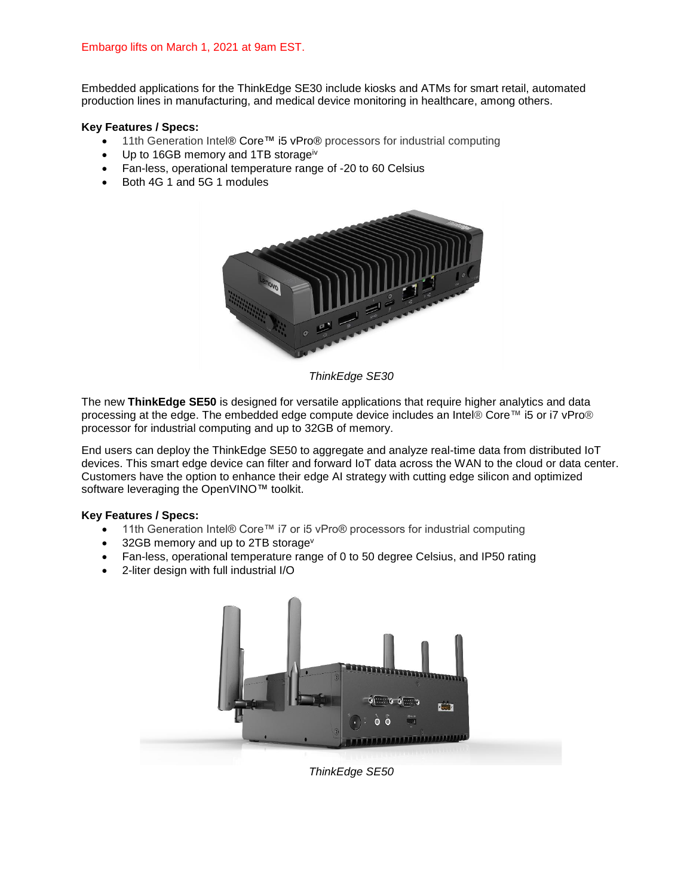Embargo lifts on March 1, 2021 at 9am EST.

Embedded applications for the ThinkEdge SE30 include kiosks and ATMs for smart retail, automated production lines in manufacturing, and medical device monitoring in healthcare, among others.

**Key Features / Specs:**

- 11th Generation Intel® Core™ i5 vPro® processors for industrial computing
- Up to 16GB memory and 1TB storage[iv]
- Fan-less, operational temperature range of -20 to 60 Celsius
- Both 4G 1 and 5G 1 modules

*ThinkEdge SE30*

The new **ThinkEdge SE50** is designed for versatile applications that require higher analytics and data processing at the edge. The embedded edge compute device includes an Intel® Core™ i5 or i7 vPro® processor for industrial computing and up to 32GB of memory.

End users can deploy the ThinkEdge SE50 to aggregate and analyze real-time data from distributed IoT devices. This smart edge device can filter and forward IoT data across the WAN to the cloud or data center. Customers have the option to enhance their edge AI strategy with cutting edge silicon and optimized software leveraging the OpenVINO™ toolkit.

**Key Features / Specs:**

- 11th Generation Intel® Core™ i7 or i5 vPro® processors for industrial computing
- 32GB memory and up to 2TB storage[v]
- Fan-less, operational temperature range of 0 to 50 degree Celsius, and IP50 rating
- 2-liter design with full industrial I/O

*ThinkEdge SE50*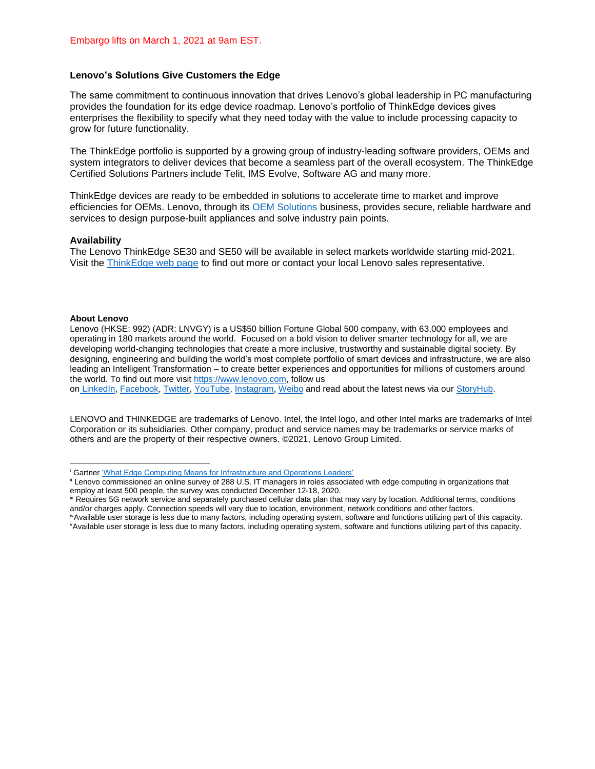Embargo lifts on March 1, 2021 at 9am EST.

**Lenovo's Solutions Give Customers the Edge**

The same commitment to continuous innovation that drives Lenovo's global leadership in PC manufacturing provides the foundation for its edge device roadmap. Lenovo's portfolio of ThinkEdge devices gives enterprises the flexibility to specify what they need today with the value to include processing capacity to grow for future functionality.

The ThinkEdge portfolio is supported by a growing group of industry-leading software providers, OEMs and system integrators to deliver devices that become a seamless part of the overall ecosystem. The ThinkEdge Certified Solutions Partners include Telit, IMS Evolve, Software AG and many more.

ThinkEdge devices are ready to be embedded in solutions to accelerate time to market and improve efficiencies for OEMs. Lenovo, through its OEM Solutions business, provides secure, reliable hardware and services to design purpose-built appliances and solve industry pain points.

**Availability**
The Lenovo ThinkEdge SE30 and SE50 will be available in select markets worldwide starting mid-2021. Visit the ThinkEdge web page to find out more or contact your local Lenovo sales representative.

**About Lenovo**
Lenovo (HKSE: 992) (ADR: LNVGY) is a US$50 billion Fortune Global 500 company, with 63,000 employees and operating in 180 markets around the world. Focused on a bold vision to deliver smarter technology for all, we are developing world-changing technologies that create a more inclusive, trustworthy and sustainable digital society. By designing, engineering and building the world's most complete portfolio of smart devices and infrastructure, we are also leading an Intelligent Transformation – to create better experiences and opportunities for millions of customers around the world. To find out more visit https://www.lenovo.com, follow us on LinkedIn, Facebook, Twitter, YouTube, Instagram, Weibo and read about the latest news via our StoryHub.

LENOVO and THINKEDGE are trademarks of Lenovo. Intel, the Intel logo, and other Intel marks are trademarks of Intel Corporation or its subsidiaries. Other company, product and service names may be trademarks or service marks of others and are the property of their respective owners. ©2021, Lenovo Group Limited.

---

[i] Gartner 'What Edge Computing Means for Infrastructure and Operations Leaders'
[ii] Lenovo commissioned an online survey of 288 U.S. IT managers in roles associated with edge computing in organizations that employ at least 500 people, the survey was conducted December 12-18, 2020.
[iii] Requires 5G network service and separately purchased cellular data plan that may vary by location. Additional terms, conditions and/or charges apply. Connection speeds will vary due to location, environment, network conditions and other factors.
[iv] Available user storage is less due to many factors, including operating system, software and functions utilizing part of this capacity.
[v] Available user storage is less due to many factors, including operating system, software and functions utilizing part of this capacity.